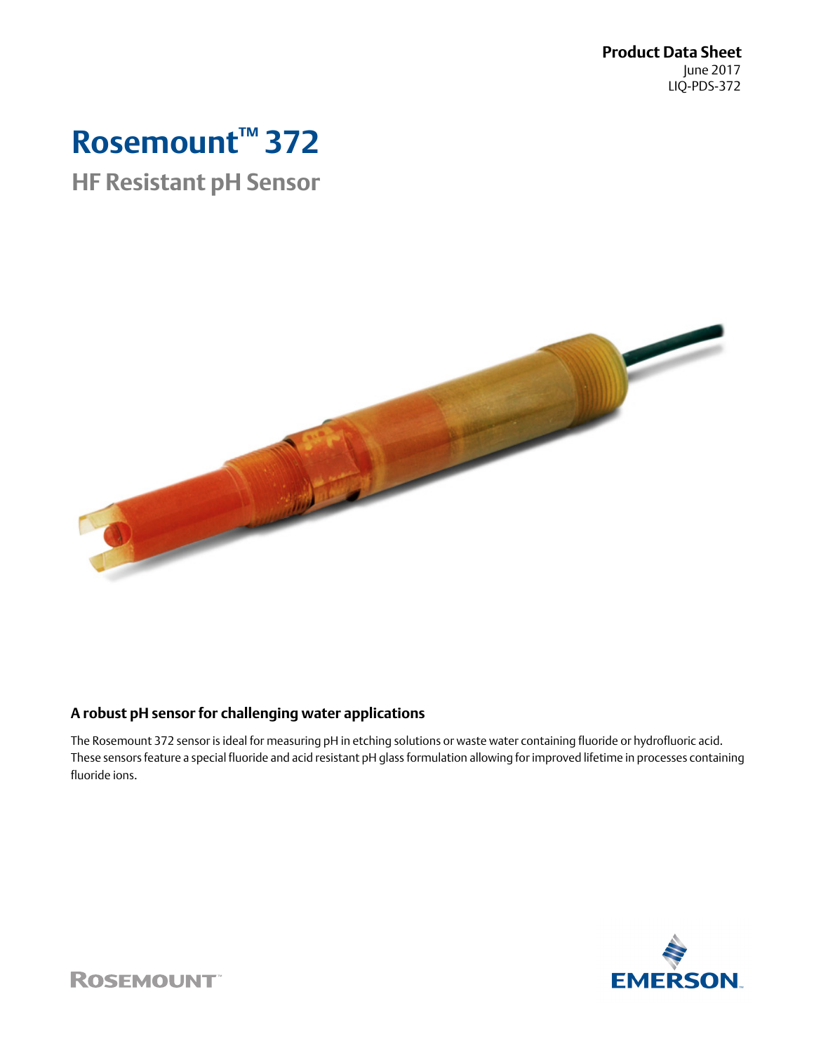**Product Data Sheet**
June 2017
LIQ-PDS-372

# Rosemount™ 372

## HF Resistant pH Sensor

### A robust pH sensor for challenging water applications

The Rosemount 372 sensor is ideal for measuring pH in etching solutions or waste water containing fluoride or hydrofluoric acid. These sensors feature a special fluoride and acid resistant pH glass formulation allowing for improved lifetime in processes containing fluoride ions.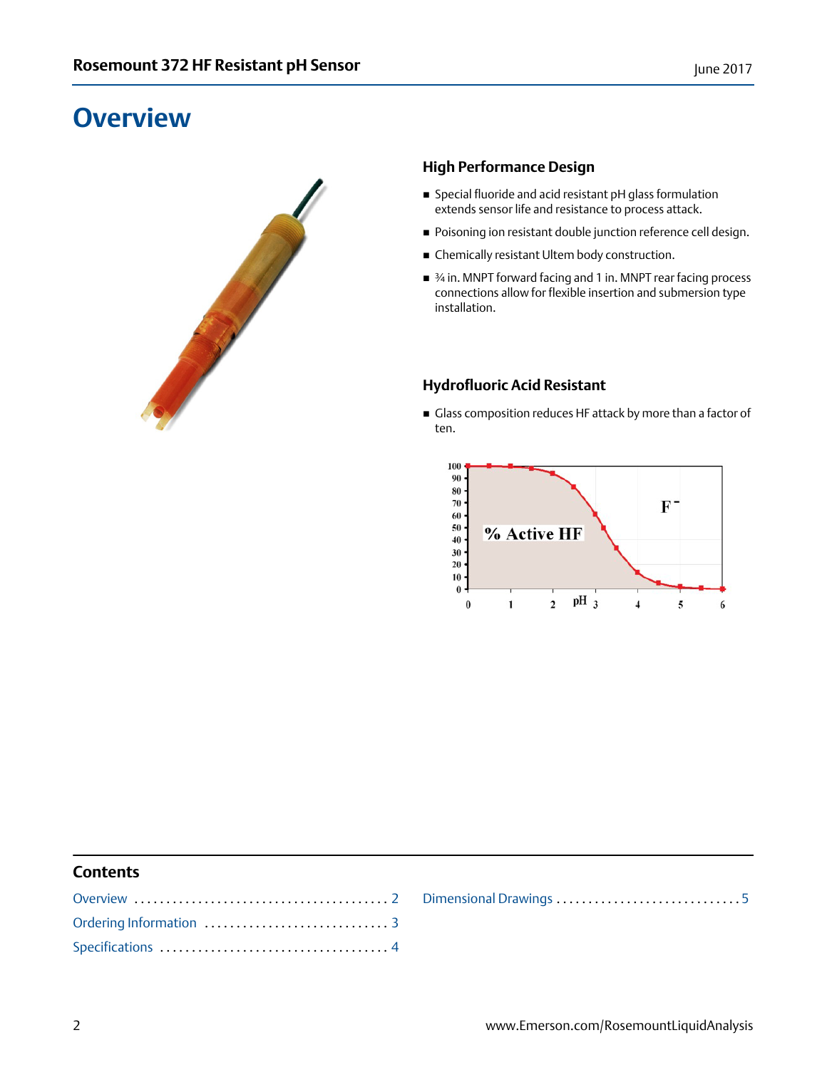# Overview

## High Performance Design

- Special fluoride and acid resistant pH glass formulation extends sensor life and resistance to process attack.
- Poisoning ion resistant double junction reference cell design.
- Chemically resistant Ultem body construction.
- ¾ in. MNPT forward facing and 1 in. MNPT rear facing process connections allow for flexible insertion and submersion type installation.

## Hydrofluoric Acid Resistant

- Glass composition reduces HF attack by more than a factor of ten.

## Contents

Overview . . . . . . . . . . 2
Ordering Information . . . . . . . . . . 3
Specifications . . . . . . . . . . 4
Dimensional Drawings . . . . . . . . . . 5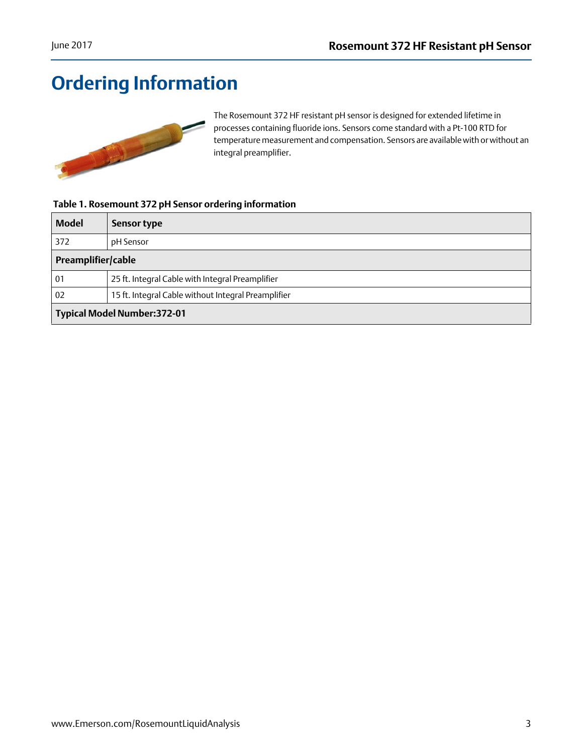# Ordering Information

The Rosemount 372 HF resistant pH sensor is designed for extended lifetime in processes containing fluoride ions. Sensors come standard with a Pt-100 RTD for temperature measurement and compensation. Sensors are available with or without an integral preamplifier.

**Table 1. Rosemount 372 pH Sensor ordering information**

| Model | Sensor type |
|---|---|
| 372 | pH Sensor |
| **Preamplifier/cable** | |
| 01 | 25 ft. Integral Cable with Integral Preamplifier |
| 02 | 15 ft. Integral Cable without Integral Preamplifier |
| **Typical Model Number:372-01** | |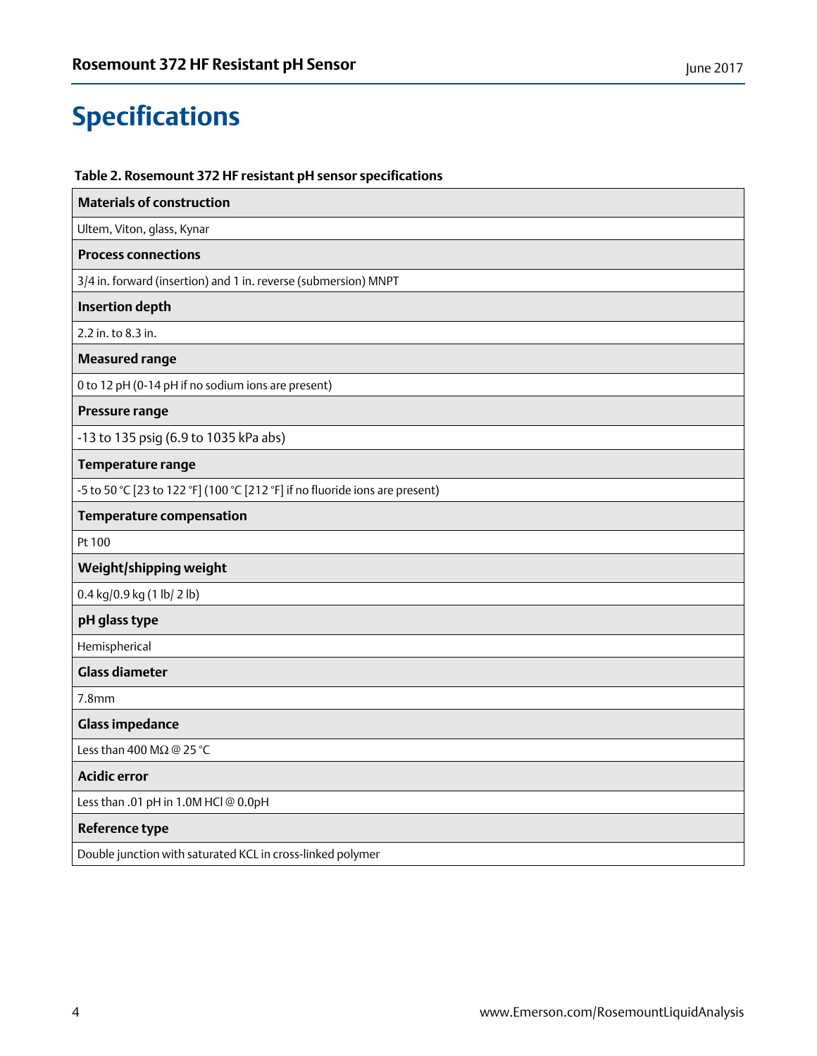# Specifications

**Table 2. Rosemount 372 HF resistant pH sensor specifications**

| **Materials of construction** |
|---|
| Ultem, Viton, glass, Kynar |
| **Process connections** |
| 3/4 in. forward (insertion) and 1 in. reverse (submersion) MNPT |
| **Insertion depth** |
| 2.2 in. to 8.3 in. |
| **Measured range** |
| 0 to 12 pH (0-14 pH if no sodium ions are present) |
| **Pressure range** |
| -13 to 135 psig (6.9 to 1035 kPa abs) |
| **Temperature range** |
| -5 to 50 °C [23 to 122 °F] (100 °C [212 °F] if no fluoride ions are present) |
| **Temperature compensation** |
| Pt 100 |
| **Weight/shipping weight** |
| 0.4 kg/0.9 kg (1 lb/ 2 lb) |
| **pH glass type** |
| Hemispherical |
| **Glass diameter** |
| 7.8mm |
| **Glass impedance** |
| Less than 400 MΩ @ 25 °C |
| **Acidic error** |
| Less than .01 pH in 1.0M HCl @ 0.0pH |
| **Reference type** |
| Double junction with saturated KCL in cross-linked polymer |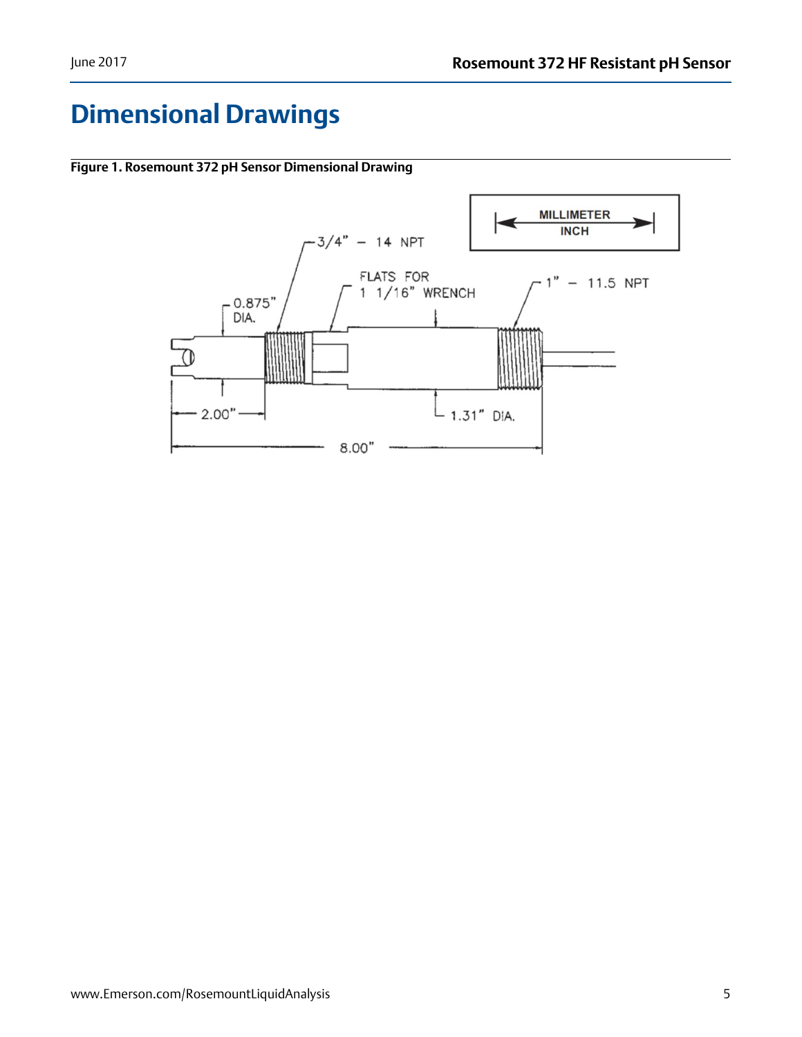# Dimensional Drawings

**Figure 1. Rosemount 372 pH Sensor Dimensional Drawing**

MILLIMETER
INCH

3/4" – 14 NPT

FLATS FOR 1 1/16" WRENCH

1" – 11.5 NPT

0.875" DIA.

2.00"

1.31" DIA.

8.00"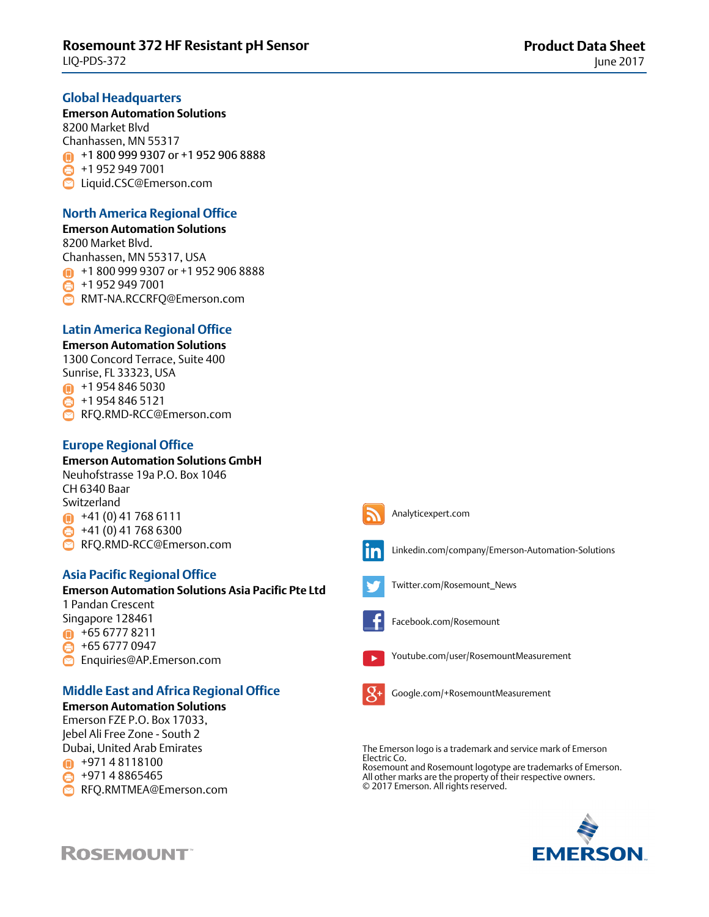## Global Headquarters

**Emerson Automation Solutions**
8200 Market Blvd
Chanhassen, MN 55317
+1 800 999 9307 or +1 952 906 8888
+1 952 949 7001
Liquid.CSC@Emerson.com

## North America Regional Office

**Emerson Automation Solutions**
8200 Market Blvd.
Chanhassen, MN 55317, USA
+1 800 999 9307 or +1 952 906 8888
+1 952 949 7001
RMT-NA.RCCRFQ@Emerson.com

## Latin America Regional Office

**Emerson Automation Solutions**
1300 Concord Terrace, Suite 400
Sunrise, FL 33323, USA
+1 954 846 5030
+1 954 846 5121
RFQ.RMD-RCC@Emerson.com

## Europe Regional Office

**Emerson Automation Solutions GmbH**
Neuhofstrasse 19a P.O. Box 1046
CH 6340 Baar
Switzerland
+41 (0) 41 768 6111
+41 (0) 41 768 6300
RFQ.RMD-RCC@Emerson.com

## Asia Pacific Regional Office

**Emerson Automation Solutions Asia Pacific Pte Ltd**
1 Pandan Crescent
Singapore 128461
+65 6777 8211
+65 6777 0947
Enquiries@AP.Emerson.com

## Middle East and Africa Regional Office

**Emerson Automation Solutions**
Emerson FZE P.O. Box 17033,
Jebel Ali Free Zone - South 2
Dubai, United Arab Emirates
+971 4 8118100
+971 4 8865465
RFQ.RMTMEA@Emerson.com

Analyticexpert.com

Linkedin.com/company/Emerson-Automation-Solutions

Twitter.com/Rosemount_News

Facebook.com/Rosemount

Youtube.com/user/RosemountMeasurement

Google.com/+RosemountMeasurement

The Emerson logo is a trademark and service mark of Emerson Electric Co.
Rosemount and Rosemount logotype are trademarks of Emerson.
All other marks are the property of their respective owners.
© 2017 Emerson. All rights reserved.

ROSEMOUNT™

EMERSON